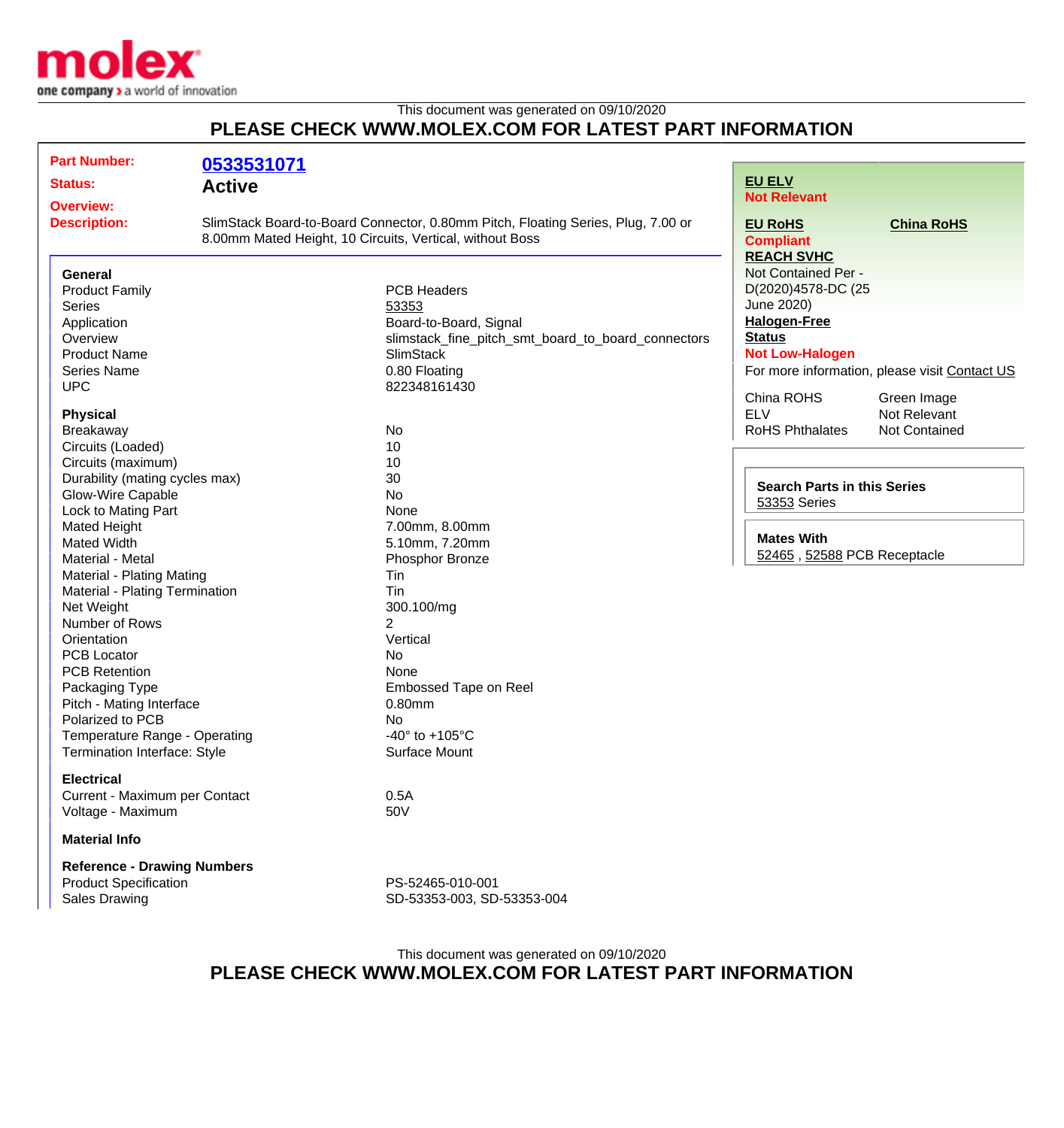This document was generated on 09/10/2020

**PLEASE CHECK WWW.MOLEX.COM FOR LATEST PART INFORMATION**

**Part Number:** 0533531071

**Status:** Active

**Overview:**

**Description:** SlimStack Board-to-Board Connector, 0.80mm Pitch, Floating Series, Plug, 7.00 or 8.00mm Mated Height, 10 Circuits, Vertical, without Boss

### General

| | |
|---|---|
| Product Family | PCB Headers |
| Series | 53353 |
| Application | Board-to-Board, Signal |
| Overview | slimstack_fine_pitch_smt_board_to_board_connectors |
| Product Name | SlimStack |
| Series Name | 0.80 Floating |
| UPC | 822348161430 |

### Physical

| | |
|---|---|
| Breakaway | No |
| Circuits (Loaded) | 10 |
| Circuits (maximum) | 10 |
| Durability (mating cycles max) | 30 |
| Glow-Wire Capable | No |
| Lock to Mating Part | None |
| Mated Height | 7.00mm, 8.00mm |
| Mated Width | 5.10mm, 7.20mm |
| Material - Metal | Phosphor Bronze |
| Material - Plating Mating | Tin |
| Material - Plating Termination | Tin |
| Net Weight | 300.100/mg |
| Number of Rows | 2 |
| Orientation | Vertical |
| PCB Locator | No |
| PCB Retention | None |
| Packaging Type | Embossed Tape on Reel |
| Pitch - Mating Interface | 0.80mm |
| Polarized to PCB | No |
| Temperature Range - Operating | -40° to +105°C |
| Termination Interface: Style | Surface Mount |

### Electrical

| | |
|---|---|
| Current - Maximum per Contact | 0.5A |
| Voltage - Maximum | 50V |

### Material Info

### Reference - Drawing Numbers

| | |
|---|---|
| Product Specification | PS-52465-010-001 |
| Sales Drawing | SD-53353-003, SD-53353-004 |

**EU ELV**
**Not Relevant**

**EU RoHS**
**Compliant**

**China RoHS**

**REACH SVHC**
Not Contained Per - D(2020)4578-DC (25 June 2020)

**Halogen-Free Status**
**Not Low-Halogen**

For more information, please visit Contact US

| | |
|---|---|
| China ROHS | Green Image |
| ELV | Not Relevant |
| RoHS Phthalates | Not Contained |

**Search Parts in this Series**
53353 Series

**Mates With**
52465 , 52588 PCB Receptacle

This document was generated on 09/10/2020

**PLEASE CHECK WWW.MOLEX.COM FOR LATEST PART INFORMATION**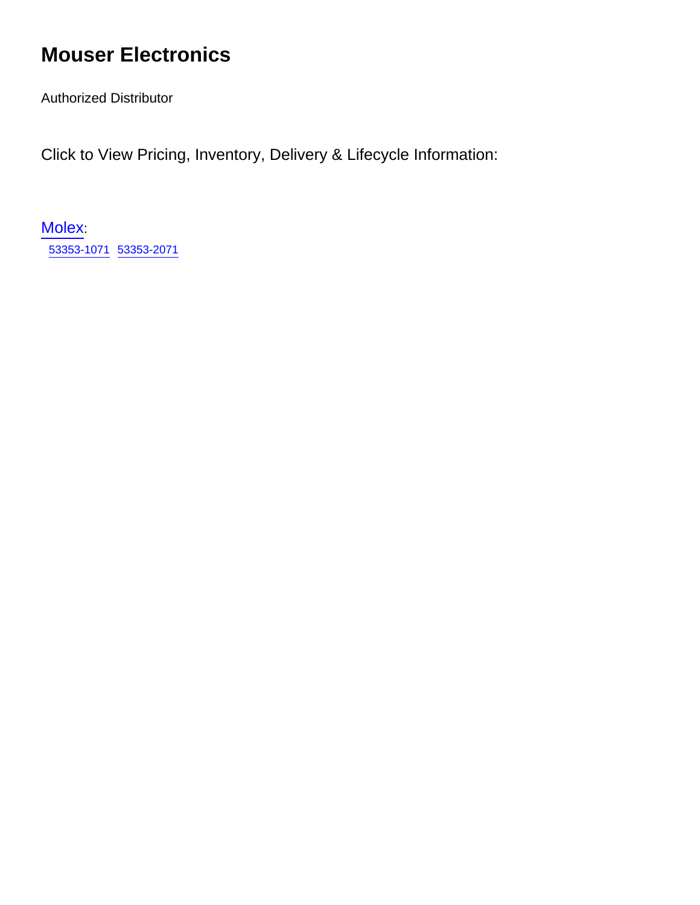# Mouser Electronics

Authorized Distributor

Click to View Pricing, Inventory, Delivery & Lifecycle Information:

Molex:

53353-1071 53353-2071